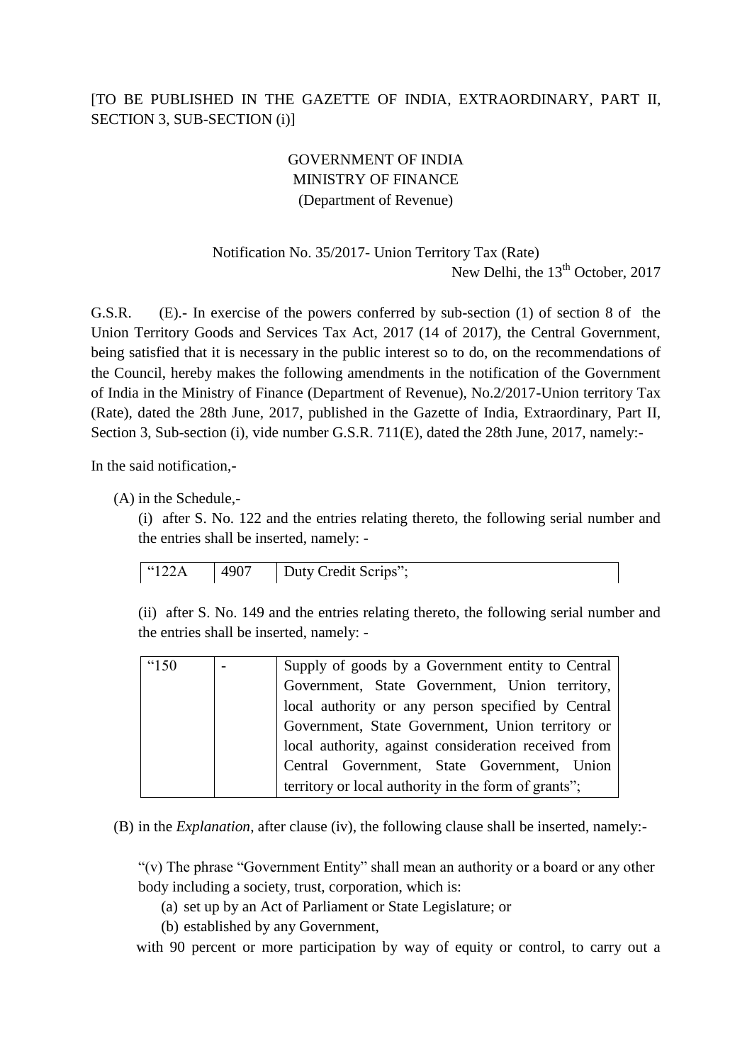[TO BE PUBLISHED IN THE GAZETTE OF INDIA, EXTRAORDINARY, PART II, SECTION 3, SUB-SECTION (i)]

GOVERNMENT OF INDIA
MINISTRY OF FINANCE
(Department of Revenue)

Notification No. 35/2017- Union Territory Tax (Rate)

New Delhi, the 13th October, 2017

G.S.R. (E).- In exercise of the powers conferred by sub-section (1) of section 8 of the Union Territory Goods and Services Tax Act, 2017 (14 of 2017), the Central Government, being satisfied that it is necessary in the public interest so to do, on the recommendations of the Council, hereby makes the following amendments in the notification of the Government of India in the Ministry of Finance (Department of Revenue), No.2/2017-Union territory Tax (Rate), dated the 28th June, 2017, published in the Gazette of India, Extraordinary, Part II, Section 3, Sub-section (i), vide number G.S.R. 711(E), dated the 28th June, 2017, namely:-

In the said notification,-

(A) in the Schedule,-

(i) after S. No. 122 and the entries relating thereto, the following serial number and the entries shall be inserted, namely: -

| | | |
|---|---|---|
| "122A | 4907 | Duty Credit Scrips"; |

(ii) after S. No. 149 and the entries relating thereto, the following serial number and the entries shall be inserted, namely: -

| | | |
|---|---|---|
| "150 | - | Supply of goods by a Government entity to Central Government, State Government, Union territory, local authority or any person specified by Central Government, State Government, Union territory or local authority, against consideration received from Central Government, State Government, Union territory or local authority in the form of grants"; |

(B) in the *Explanation*, after clause (iv), the following clause shall be inserted, namely:-

"(v) The phrase "Government Entity" shall mean an authority or a board or any other body including a society, trust, corporation, which is:

(a) set up by an Act of Parliament or State Legislature; or

(b) established by any Government,

with 90 percent or more participation by way of equity or control, to carry out a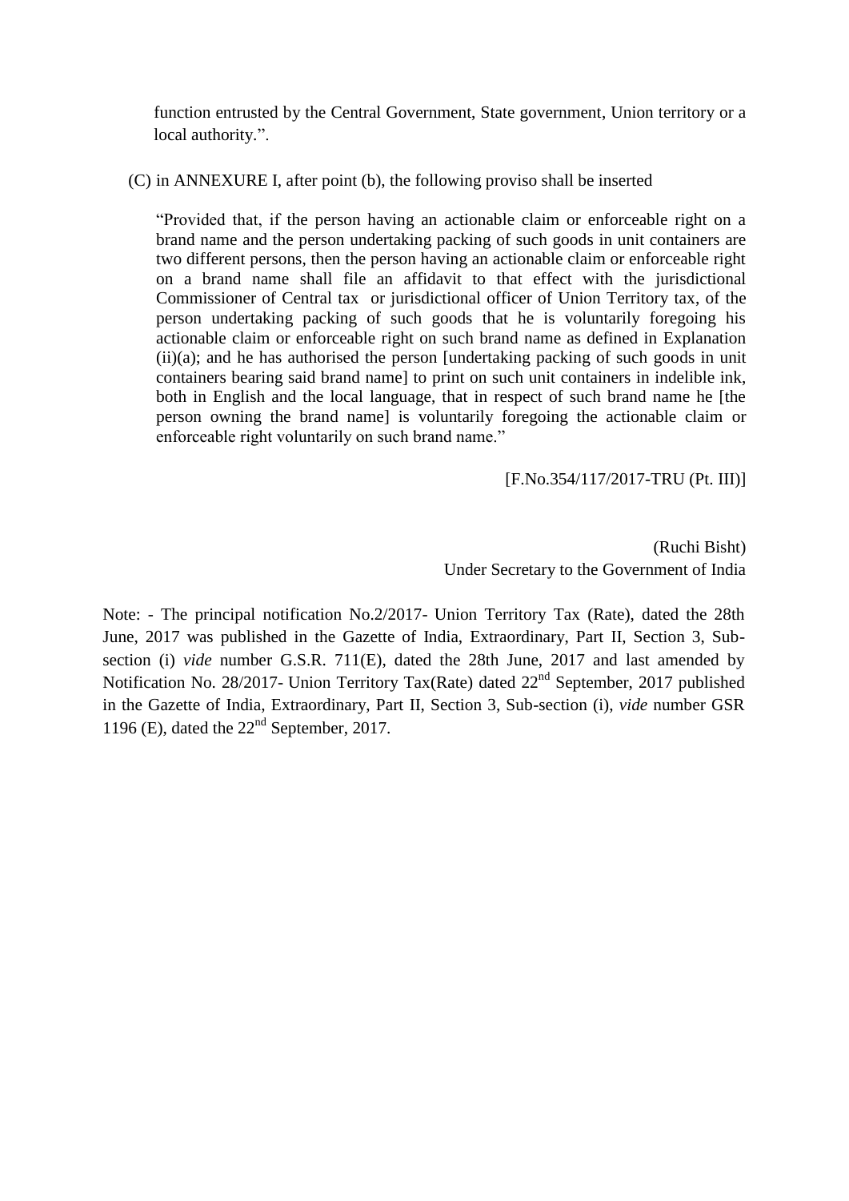function entrusted by the Central Government, State government, Union territory or a local authority.”.

(C) in ANNEXURE I, after point (b), the following proviso shall be inserted

“Provided that, if the person having an actionable claim or enforceable right on a brand name and the person undertaking packing of such goods in unit containers are two different persons, then the person having an actionable claim or enforceable right on a brand name shall file an affidavit to that effect with the jurisdictional Commissioner of Central tax or jurisdictional officer of Union Territory tax, of the person undertaking packing of such goods that he is voluntarily foregoing his actionable claim or enforceable right on such brand name as defined in Explanation (ii)(a); and he has authorised the person [undertaking packing of such goods in unit containers bearing said brand name] to print on such unit containers in indelible ink, both in English and the local language, that in respect of such brand name he [the person owning the brand name] is voluntarily foregoing the actionable claim or enforceable right voluntarily on such brand name.”

[F.No.354/117/2017-TRU (Pt. III)]

(Ruchi Bisht)
Under Secretary to the Government of India

Note: - The principal notification No.2/2017- Union Territory Tax (Rate), dated the 28th June, 2017 was published in the Gazette of India, Extraordinary, Part II, Section 3, Sub-section (i) *vide* number G.S.R. 711(E), dated the 28th June, 2017 and last amended by Notification No. 28/2017- Union Territory Tax(Rate) dated 22nd September, 2017 published in the Gazette of India, Extraordinary, Part II, Section 3, Sub-section (i), *vide* number GSR 1196 (E), dated the 22nd September, 2017.